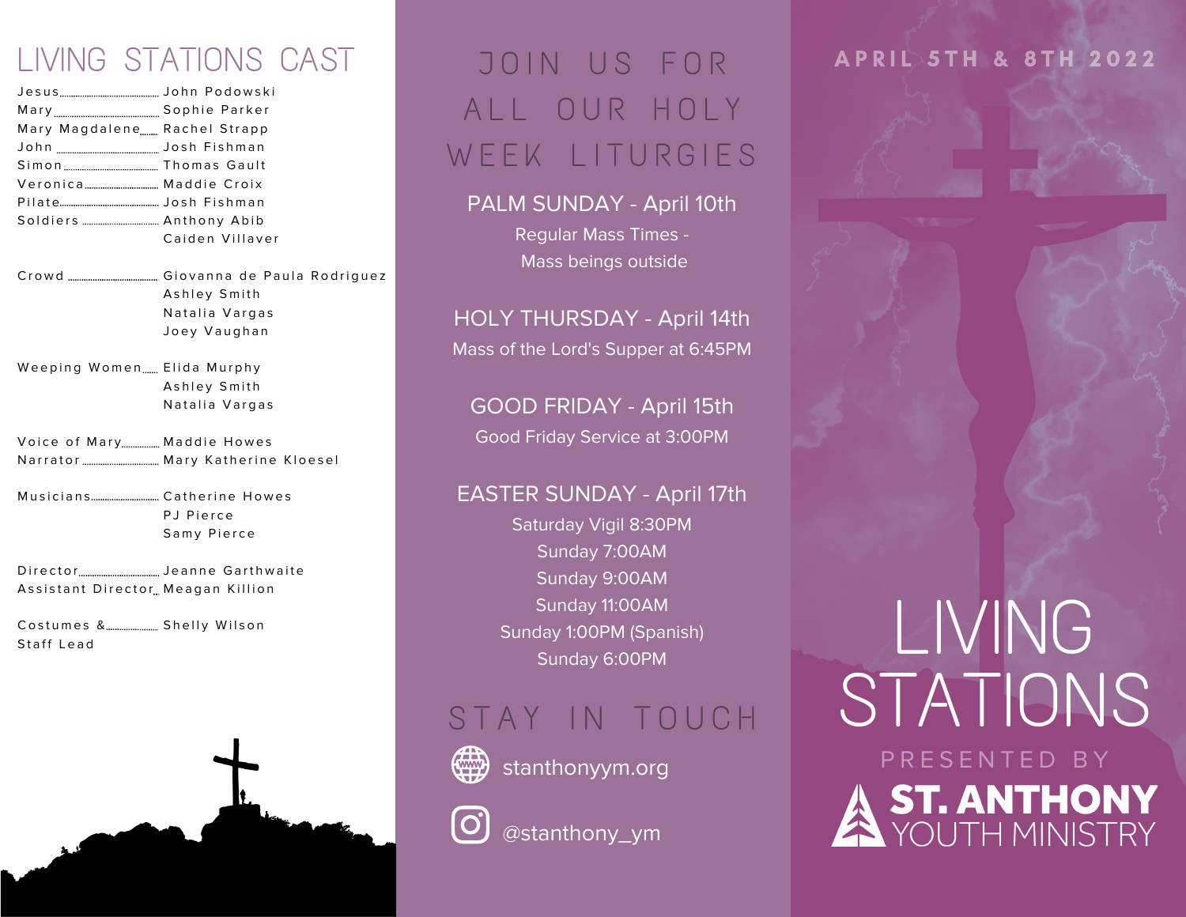# LIVING STATIONS CAST

| Role | Cast |
| --- | --- |
| Jesus | John Podowski |
| Mary | Sophie Parker |
| Mary Magdalene | Rachel Strapp |
| John | Josh Fishman |
| Simon | Thomas Gault |
| Veronica | Maddie Croix |
| Pilate | Josh Fishman |
| Soldiers | Anthony Abib |
| | Caiden Villaver |
| Crowd | Giovanna de Paula Rodriguez |
| | Ashley Smith |
| | Natalia Vargas |
| | Joey Vaughan |
| Weeping Women | Elida Murphy |
| | Ashley Smith |
| | Natalia Vargas |
| Voice of Mary | Maddie Howes |
| Narrator | Mary Katherine Kloesel |
| Musicians | Catherine Howes |
| | PJ Pierce |
| | Samy Pierce |
| Director | Jeanne Garthwaite |
| Assistant Director | Meagan Killion |
| Costumes & Staff Lead | Shelly Wilson |

# JOIN US FOR ALL OUR HOLY WEEK LITURGIES

**PALM SUNDAY - April 10th**

Regular Mass Times -
Mass beings outside

**HOLY THURSDAY - April 14th**

Mass of the Lord's Supper at 6:45PM

**GOOD FRIDAY - April 15th**

Good Friday Service at 3:00PM

**EASTER SUNDAY - April 17th**

Saturday Vigil 8:30PM
Sunday 7:00AM
Sunday 9:00AM
Sunday 11:00AM
Sunday 1:00PM (Spanish)
Sunday 6:00PM

# STAY IN TOUCH

stanthonyym.org

@stanthony_ym

APRIL 5TH & 8TH 2022

# LIVING STATIONS

PRESENTED BY

**ST. ANTHONY**
YOUTH MINISTRY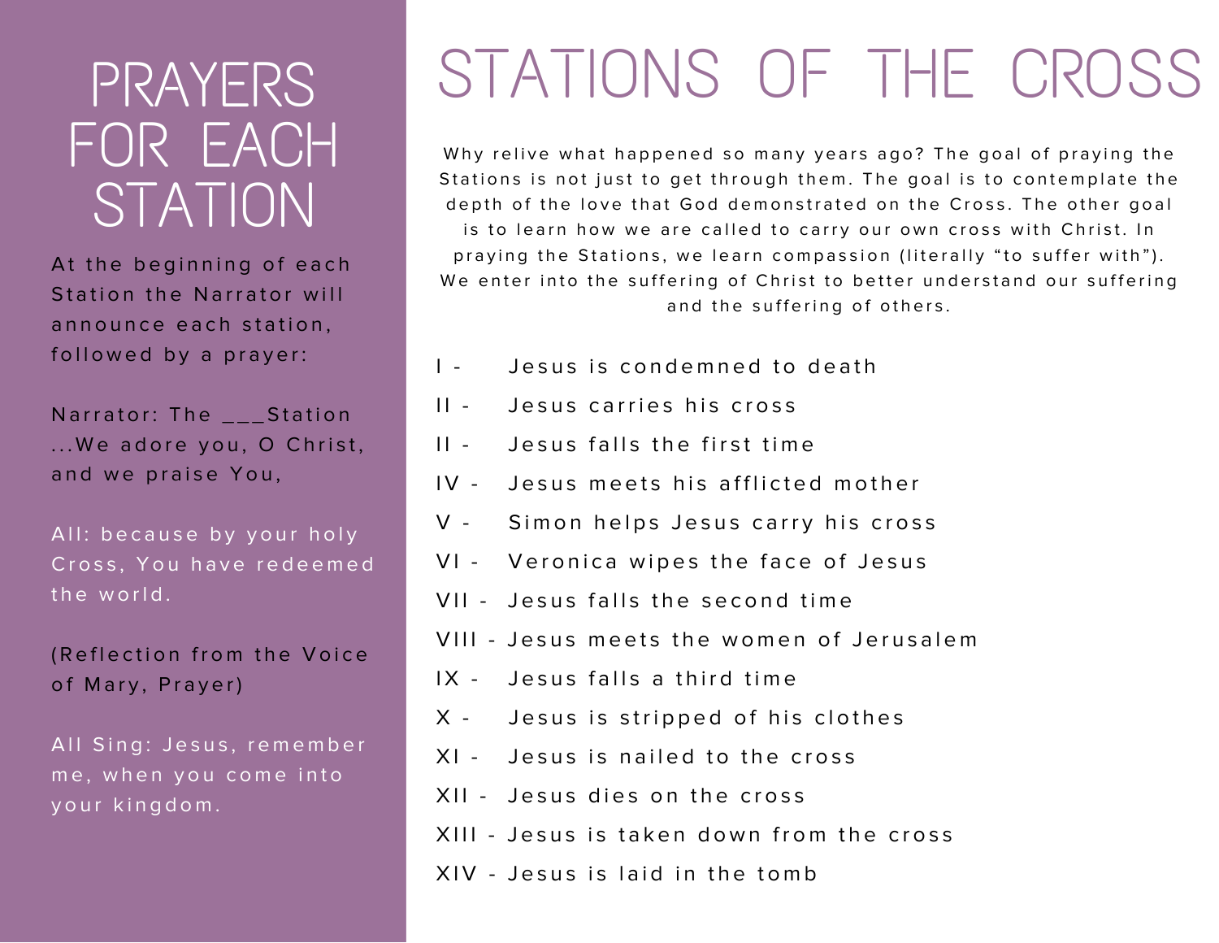# PRAYERS FOR EACH STATION

At the beginning of each Station the Narrator will announce each station, followed by a prayer:

Narrator: The ___Station ...We adore you, O Christ, and we praise You,

All: because by your holy Cross, You have redeemed the world.

(Reflection from the Voice of Mary, Prayer)

All Sing: Jesus, remember me, when you come into your kingdom.

# STATIONS OF THE CROSS

Why relive what happened so many years ago? The goal of praying the Stations is not just to get through them. The goal is to contemplate the depth of the love that God demonstrated on the Cross. The other goal is to learn how we are called to carry our own cross with Christ. In praying the Stations, we learn compassion (literally "to suffer with"). We enter into the suffering of Christ to better understand our suffering and the suffering of others.

I - Jesus is condemned to death

II - Jesus carries his cross

II - Jesus falls the first time

IV - Jesus meets his afflicted mother

V - Simon helps Jesus carry his cross

VI - Veronica wipes the face of Jesus

VII - Jesus falls the second time

VIII - Jesus meets the women of Jerusalem

IX - Jesus falls a third time

X - Jesus is stripped of his clothes

XI - Jesus is nailed to the cross

XII - Jesus dies on the cross

XIII - Jesus is taken down from the cross

XIV - Jesus is laid in the tomb